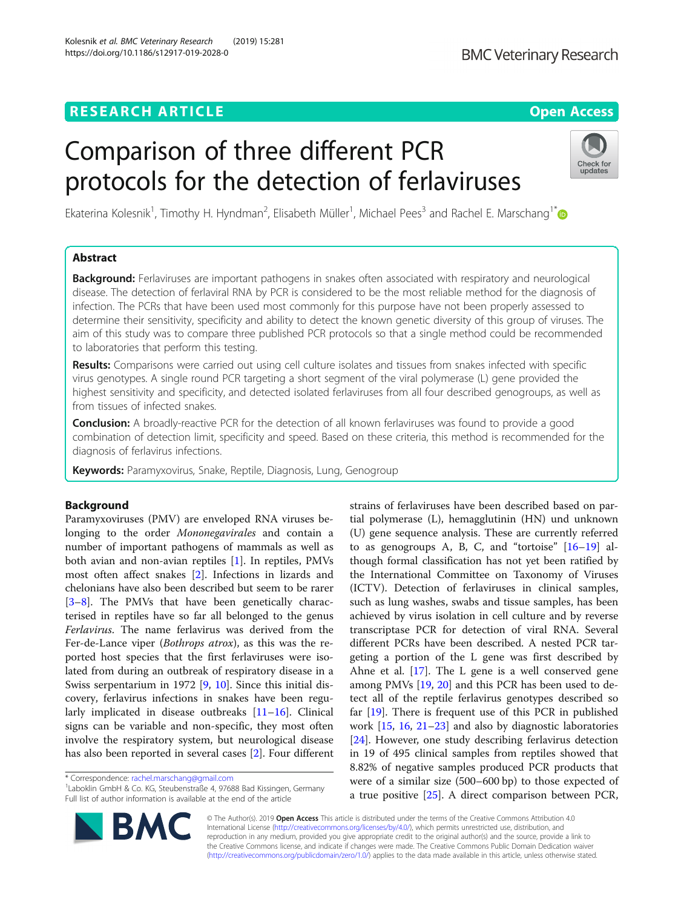RESEARCH ARTICLE

Open Access

# Comparison of three different PCR protocols for the detection of ferlaviruses

Ekaterina Kolesnik[1], Timothy H. Hyndman[2], Elisabeth Müller[1], Michael Pees[3] and Rachel E. Marschang[1*]

## Abstract

**Background:** Ferlaviruses are important pathogens in snakes often associated with respiratory and neurological disease. The detection of ferlaviral RNA by PCR is considered to be the most reliable method for the diagnosis of infection. The PCRs that have been used most commonly for this purpose have not been properly assessed to determine their sensitivity, specificity and ability to detect the known genetic diversity of this group of viruses. The aim of this study was to compare three published PCR protocols so that a single method could be recommended to laboratories that perform this testing.

**Results:** Comparisons were carried out using cell culture isolates and tissues from snakes infected with specific virus genotypes. A single round PCR targeting a short segment of the viral polymerase (L) gene provided the highest sensitivity and specificity, and detected isolated ferlaviruses from all four described genogroups, as well as from tissues of infected snakes.

**Conclusion:** A broadly-reactive PCR for the detection of all known ferlaviruses was found to provide a good combination of detection limit, specificity and speed. Based on these criteria, this method is recommended for the diagnosis of ferlavirus infections.

**Keywords:** Paramyxovirus, Snake, Reptile, Diagnosis, Lung, Genogroup

## Background

Paramyxoviruses (PMV) are enveloped RNA viruses belonging to the order *Mononegavirales* and contain a number of important pathogens of mammals as well as both avian and non-avian reptiles [1]. In reptiles, PMVs most often affect snakes [2]. Infections in lizards and chelonians have also been described but seem to be rarer [3–8]. The PMVs that have been genetically characterised in reptiles have so far all belonged to the genus *Ferlavirus*. The name ferlavirus was derived from the Fer-de-Lance viper (*Bothrops atrox*), as this was the reported host species that the first ferlaviruses were isolated from during an outbreak of respiratory disease in a Swiss serpentarium in 1972 [9, 10]. Since this initial discovery, ferlavirus infections in snakes have been regularly implicated in disease outbreaks [11–16]. Clinical signs can be variable and non-specific, they most often involve the respiratory system, but neurological disease has also been reported in several cases [2]. Four different strains of ferlaviruses have been described based on partial polymerase (L), hemagglutinin (HN) und unknown (U) gene sequence analysis. These are currently referred to as genogroups A, B, C, and "tortoise" [16–19] although formal classification has not yet been ratified by the International Committee on Taxonomy of Viruses (ICTV). Detection of ferlaviruses in clinical samples, such as lung washes, swabs and tissue samples, has been achieved by virus isolation in cell culture and by reverse transcriptase PCR for detection of viral RNA. Several different PCRs have been described. A nested PCR targeting a portion of the L gene was first described by Ahne et al. [17]. The L gene is a well conserved gene among PMVs [19, 20] and this PCR has been used to detect all of the reptile ferlavirus genotypes described so far [19]. There is frequent use of this PCR in published work [15, 16, 21–23] and also by diagnostic laboratories [24]. However, one study describing ferlavirus detection in 19 of 495 clinical samples from reptiles showed that 8.82% of negative samples produced PCR products that were of a similar size (500–600 bp) to those expected of a true positive [25]. A direct comparison between PCR,

* Correspondence: rachel.marschang@gmail.com
[1]Laboklin GmbH & Co. KG, Steubenstraße 4, 97688 Bad Kissingen, Germany
Full list of author information is available at the end of the article

© The Author(s). 2019 **Open Access** This article is distributed under the terms of the Creative Commons Attribution 4.0 International License (http://creativecommons.org/licenses/by/4.0/), which permits unrestricted use, distribution, and reproduction in any medium, provided you give appropriate credit to the original author(s) and the source, provide a link to the Creative Commons license, and indicate if changes were made. The Creative Commons Public Domain Dedication waiver (http://creativecommons.org/publicdomain/zero/1.0/) applies to the data made available in this article, unless otherwise stated.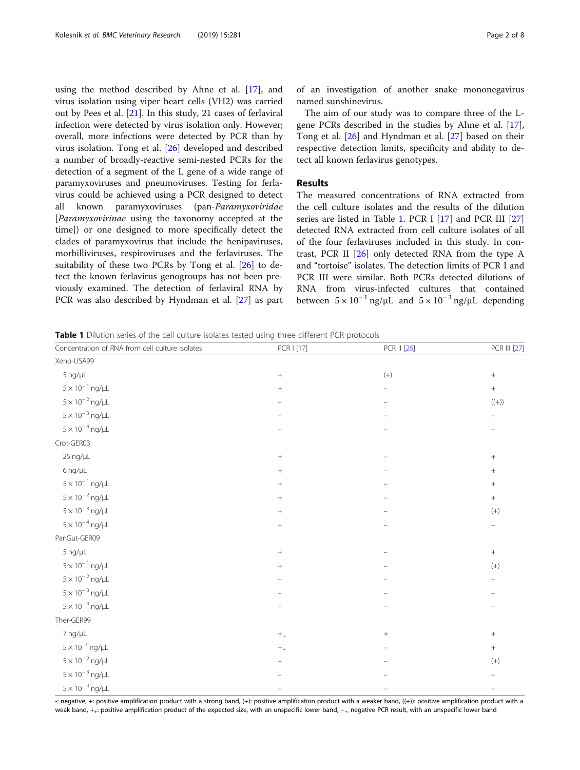using the method described by Ahne et al. [17], and virus isolation using viper heart cells (VH2) was carried out by Pees et al. [21]. In this study, 21 cases of ferlaviral infection were detected by virus isolation only. However; overall, more infections were detected by PCR than by virus isolation. Tong et al. [26] developed and described a number of broadly-reactive semi-nested PCRs for the detection of a segment of the L gene of a wide range of paramyxoviruses and pneumoviruses. Testing for ferlavirus could be achieved using a PCR designed to detect all known paramyxoviruses (pan-*Paramyxoviridae* [*Paramyxovirinae* using the taxonomy accepted at the time]) or one designed to more specifically detect the clades of paramyxovirus that include the henipaviruses, morbilliviruses, respiroviruses and the ferlaviruses. The suitability of these two PCRs by Tong et al. [26] to detect the known ferlavirus genogroups has not been previously examined. The detection of ferlaviral RNA by PCR was also described by Hyndman et al. [27] as part of an investigation of another snake mononegavirus named sunshinevirus.

The aim of our study was to compare three of the L-gene PCRs described in the studies by Ahne et al. [17], Tong et al. [26] and Hyndman et al. [27] based on their respective detection limits, specificity and ability to detect all known ferlavirus genotypes.

## Results

The measured concentrations of RNA extracted from the cell culture isolates and the results of the dilution series are listed in Table 1. PCR I [17] and PCR III [27] detected RNA extracted from cell culture isolates of all of the four ferlaviruses included in this study. In contrast, PCR II [26] only detected RNA from the type A and "tortoise" isolates. The detection limits of PCR I and PCR III were similar. Both PCRs detected dilutions of RNA from virus-infected cultures that contained between $5 \times 10^{-1}$ ng/μL and $5 \times 10^{-3}$ ng/μL depending

**Table 1** Dilution series of the cell culture isolates tested using three different PCR protocols

| Concentration of RNA from cell culture isolates | PCR I [17] | PCR II [26] | PCR III [27] |
|---|---|---|---|
| Xeno-USA99 | | | |
| 5 ng/μL | + | (+) | + |
| $5 \times 10^{-1}$ ng/μL | + | – | + |
| $5 \times 10^{-2}$ ng/μL | – | – | ((+)) |
| $5 \times 10^{-3}$ ng/μL | – | – | – |
| $5 \times 10^{-4}$ ng/μL | – | – | – |
| Crot-GER03 | | | |
| 25 ng/μL | + | – | + |
| 6 ng/μL | + | – | + |
| $5 \times 10^{-1}$ ng/μL | + | – | + |
| $5 \times 10^{-2}$ ng/μL | + | – | + |
| $5 \times 10^{-3}$ ng/μL | + | – | (+) |
| $5 \times 10^{-4}$ ng/μL | – | – | – |
| PanGut-GER09 | | | |
| 5 ng/μL | + | – | + |
| $5 \times 10^{-1}$ ng/μL | + | – | (+) |
| $5 \times 10^{-2}$ ng/μL | – | – | – |
| $5 \times 10^{-3}$ ng/μL | – | – | – |
| $5 \times 10^{-4}$ ng/μL | – | – | – |
| Ther-GER99 | | | |
| 7 ng/μL | $+_{+}$ | + | + |
| $5 \times 10^{-1}$ ng/μL | $-_{+}$ | – | + |
| $5 \times 10^{-2}$ ng/μL | – | – | (+) |
| $5 \times 10^{-3}$ ng/μL | – | – | – |
| $5 \times 10^{-4}$ ng/μL | – | – | – |

-: negative, +: positive amplification product with a strong band, (+): positive amplification product with a weaker band, ((+)): positive amplification product with a weak band, $+_{+}$: positive amplification product of the expected size, with an unspecific lower band, $-_{+}$: negative PCR result, with an unspecific lower band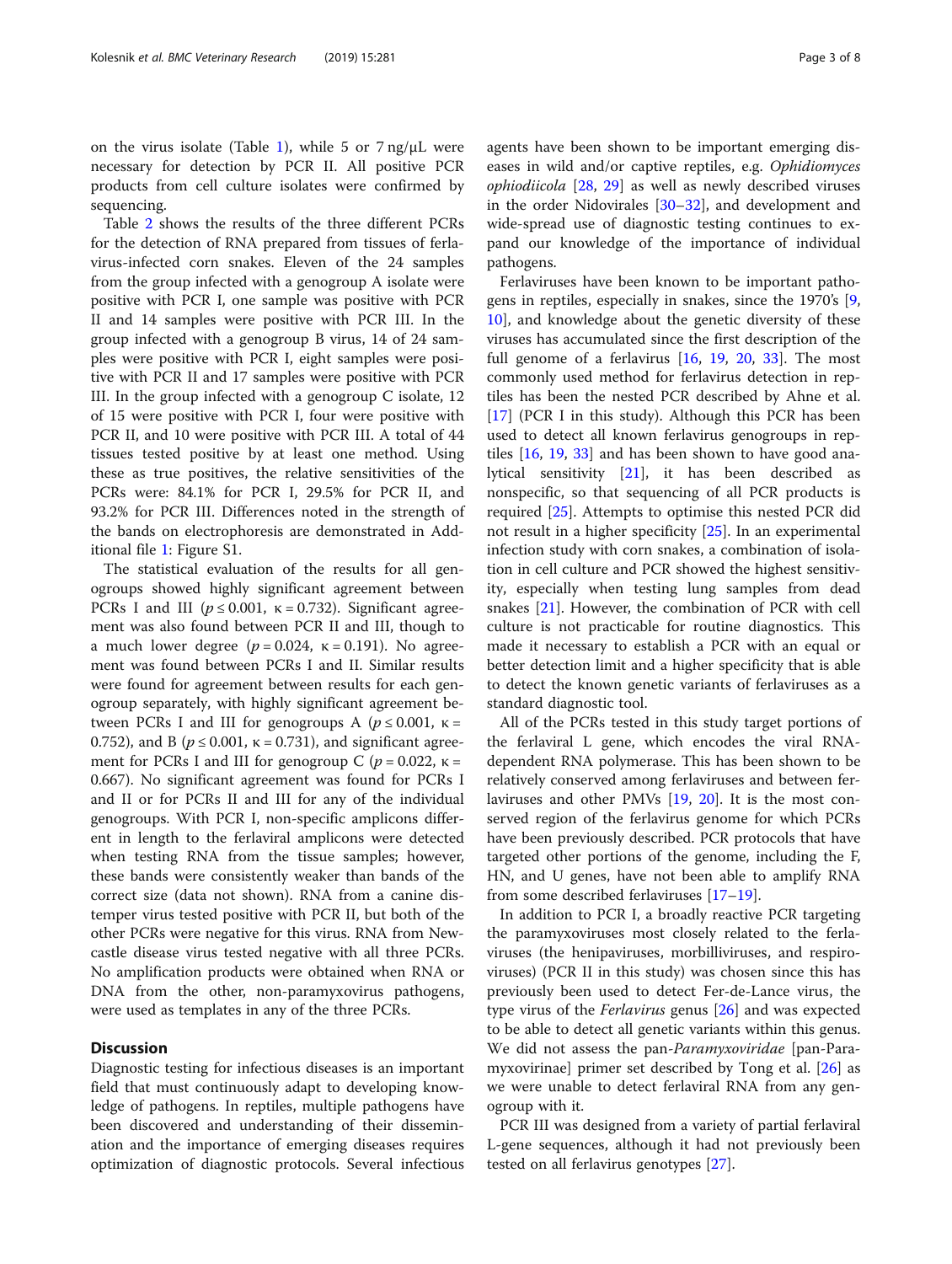on the virus isolate (Table 1), while 5 or 7 ng/μL were necessary for detection by PCR II. All positive PCR products from cell culture isolates were confirmed by sequencing.

Table 2 shows the results of the three different PCRs for the detection of RNA prepared from tissues of ferlavirus-infected corn snakes. Eleven of the 24 samples from the group infected with a genogroup A isolate were positive with PCR I, one sample was positive with PCR II and 14 samples were positive with PCR III. In the group infected with a genogroup B virus, 14 of 24 samples were positive with PCR I, eight samples were positive with PCR II and 17 samples were positive with PCR III. In the group infected with a genogroup C isolate, 12 of 15 were positive with PCR I, four were positive with PCR II, and 10 were positive with PCR III. A total of 44 tissues tested positive by at least one method. Using these as true positives, the relative sensitivities of the PCRs were: 84.1% for PCR I, 29.5% for PCR II, and 93.2% for PCR III. Differences noted in the strength of the bands on electrophoresis are demonstrated in Additional file 1: Figure S1.

The statistical evaluation of the results for all genogroups showed highly significant agreement between PCRs I and III ($p \le 0.001$, $\kappa = 0.732$). Significant agreement was also found between PCR II and III, though to a much lower degree ($p = 0.024$, $\kappa = 0.191$). No agreement was found between PCRs I and II. Similar results were found for agreement between results for each genogroup separately, with highly significant agreement between PCRs I and III for genogroups A ($p \le 0.001$, $\kappa = 0.752$), and B ($p \le 0.001$, $\kappa = 0.731$), and significant agreement for PCRs I and III for genogroup C ($p = 0.022$, $\kappa = 0.667$). No significant agreement was found for PCRs I and II or for PCRs II and III for any of the individual genogroups. With PCR I, non-specific amplicons different in length to the ferlaviral amplicons were detected when testing RNA from the tissue samples; however, these bands were consistently weaker than bands of the correct size (data not shown). RNA from a canine distemper virus tested positive with PCR II, but both of the other PCRs were negative for this virus. RNA from Newcastle disease virus tested negative with all three PCRs. No amplification products were obtained when RNA or DNA from the other, non-paramyxovirus pathogens, were used as templates in any of the three PCRs.

## Discussion

Diagnostic testing for infectious diseases is an important field that must continuously adapt to developing knowledge of pathogens. In reptiles, multiple pathogens have been discovered and understanding of their dissemination and the importance of emerging diseases requires optimization of diagnostic protocols. Several infectious agents have been shown to be important emerging diseases in wild and/or captive reptiles, e.g. *Ophidiomyces ophiodiicola* [28, 29] as well as newly described viruses in the order Nidovirales [30–32], and development and wide-spread use of diagnostic testing continues to expand our knowledge of the importance of individual pathogens.

Ferlaviruses have been known to be important pathogens in reptiles, especially in snakes, since the 1970's [9, 10], and knowledge about the genetic diversity of these viruses has accumulated since the first description of the full genome of a ferlavirus [16, 19, 20, 33]. The most commonly used method for ferlavirus detection in reptiles has been the nested PCR described by Ahne et al. [17] (PCR I in this study). Although this PCR has been used to detect all known ferlavirus genogroups in reptiles [16, 19, 33] and has been shown to have good analytical sensitivity [21], it has been described as nonspecific, so that sequencing of all PCR products is required [25]. Attempts to optimise this nested PCR did not result in a higher specificity [25]. In an experimental infection study with corn snakes, a combination of isolation in cell culture and PCR showed the highest sensitivity, especially when testing lung samples from dead snakes [21]. However, the combination of PCR with cell culture is not practicable for routine diagnostics. This made it necessary to establish a PCR with an equal or better detection limit and a higher specificity that is able to detect the known genetic variants of ferlaviruses as a standard diagnostic tool.

All of the PCRs tested in this study target portions of the ferlaviral L gene, which encodes the viral RNA-dependent RNA polymerase. This has been shown to be relatively conserved among ferlaviruses and between ferlaviruses and other PMVs [19, 20]. It is the most conserved region of the ferlavirus genome for which PCRs have been previously described. PCR protocols that have targeted other portions of the genome, including the F, HN, and U genes, have not been able to amplify RNA from some described ferlaviruses [17–19].

In addition to PCR I, a broadly reactive PCR targeting the paramyxoviruses most closely related to the ferlaviruses (the henipaviruses, morbilliviruses, and respiroviruses) (PCR II in this study) was chosen since this has previously been used to detect Fer-de-Lance virus, the type virus of the *Ferlavirus* genus [26] and was expected to be able to detect all genetic variants within this genus. We did not assess the pan-*Paramyxoviridae* [pan-Paramyxovirinae] primer set described by Tong et al. [26] as we were unable to detect ferlaviral RNA from any genogroup with it.

PCR III was designed from a variety of partial ferlaviral L-gene sequences, although it had not previously been tested on all ferlavirus genotypes [27].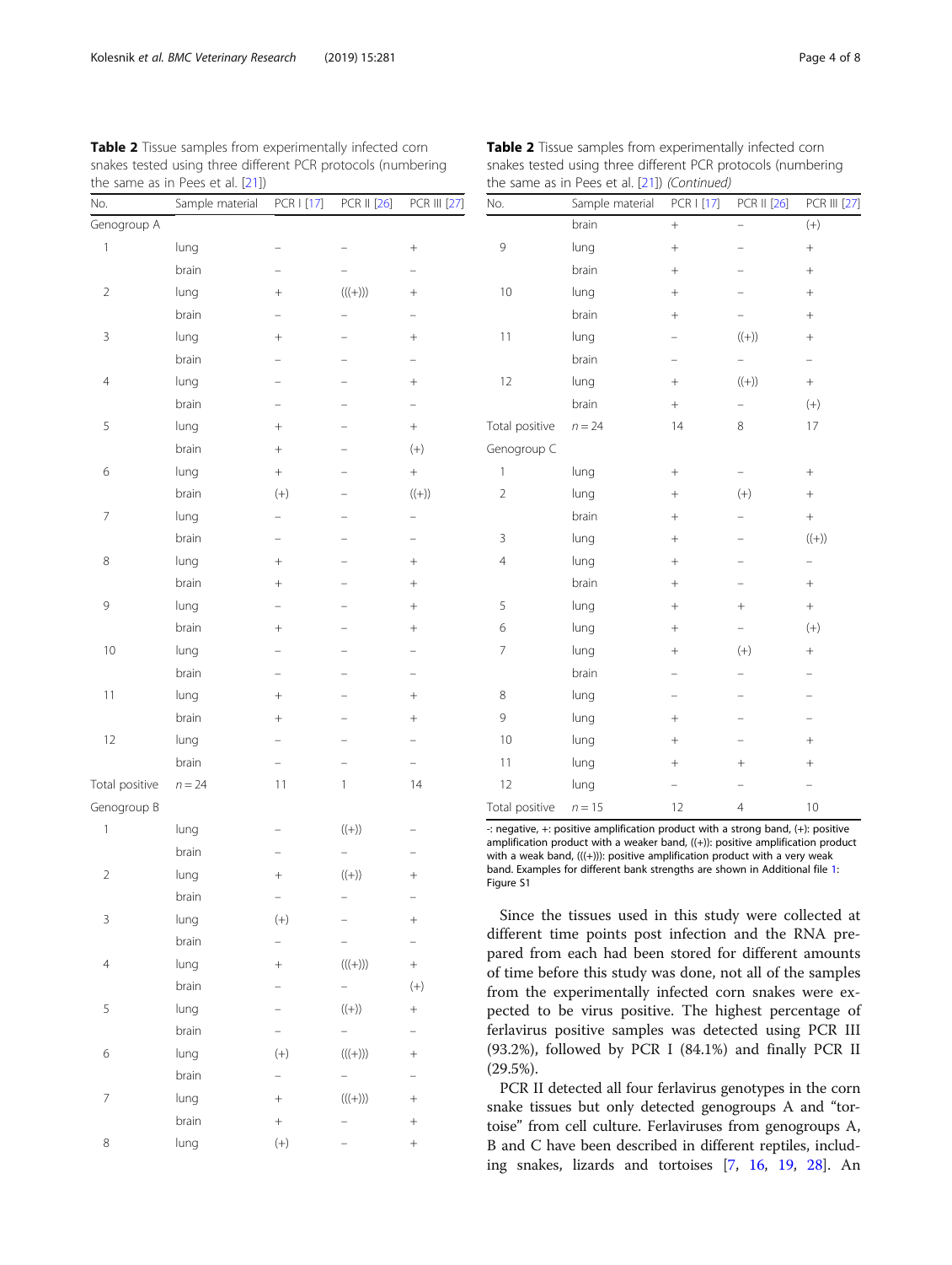**Table 2** Tissue samples from experimentally infected corn snakes tested using three different PCR protocols (numbering the same as in Pees et al. [21])

| No. | Sample material | PCR I [17] | PCR II [26] | PCR III [27] |
|---|---|---|---|---|
| Genogroup A | | | | |
| 1 | lung | – | – | + |
| | brain | – | – | – |
| 2 | lung | + | (((+))) | + |
| | brain | – | – | – |
| 3 | lung | + | – | + |
| | brain | – | – | – |
| 4 | lung | – | – | + |
| | brain | – | – | – |
| 5 | lung | + | – | + |
| | brain | + | – | (+) |
| 6 | lung | + | – | + |
| | brain | (+) | – | ((+)) |
| 7 | lung | – | – | – |
| | brain | – | – | – |
| 8 | lung | + | – | + |
| | brain | + | – | + |
| 9 | lung | – | – | + |
| | brain | + | – | + |
| 10 | lung | – | – | – |
| | brain | – | – | – |
| 11 | lung | + | – | + |
| | brain | + | – | + |
| 12 | lung | – | – | – |
| | brain | – | – | – |
| Total positive | $n = 24$ | 11 | 1 | 14 |
| Genogroup B | | | | |
| 1 | lung | – | ((+)) | – |
| | brain | – | – | – |
| 2 | lung | + | ((+)) | + |
| | brain | – | – | – |
| 3 | lung | (+) | – | + |
| | brain | – | – | – |
| 4 | lung | + | (((+))) | + |
| | brain | – | – | (+) |
| 5 | lung | – | ((+)) | + |
| | brain | – | – | – |
| 6 | lung | (+) | (((+))) | + |
| | brain | – | – | – |
| 7 | lung | + | (((+))) | + |
| | brain | + | – | + |
| 8 | lung | (+) | – | + |
| | brain | + | – | (+) |
| 9 | lung | + | – | + |
| | brain | + | – | + |
| 10 | lung | + | – | + |
| | brain | + | – | + |
| 11 | lung | – | ((+)) | + |
| | brain | – | – | – |
| 12 | lung | + | ((+)) | + |
| | brain | + | – | (+) |
| Total positive | $n = 24$ | 14 | 8 | 17 |
| Genogroup C | | | | |
| 1 | lung | + | – | + |
| 2 | lung | + | (+) | + |
| | brain | + | – | + |
| 3 | lung | + | – | ((+)) |
| 4 | lung | + | – | – |
| | brain | + | – | + |
| 5 | lung | + | + | + |
| 6 | lung | + | – | (+) |
| 7 | lung | + | (+) | + |
| | brain | – | – | – |
| 8 | lung | – | – | – |
| 9 | lung | + | – | – |
| 10 | lung | + | – | + |
| 11 | lung | + | + | + |
| 12 | lung | – | – | – |
| Total positive | $n = 15$ | 12 | 4 | 10 |

-: negative, +: positive amplification product with a strong band, (+): positive amplification product with a weaker band, ((+)): positive amplification product with a weak band, (((+))): positive amplification product with a very weak band. Examples for different bank strengths are shown in Additional file 1: Figure S1

Since the tissues used in this study were collected at different time points post infection and the RNA prepared from each had been stored for different amounts of time before this study was done, not all of the samples from the experimentally infected corn snakes were expected to be virus positive. The highest percentage of ferlavirus positive samples was detected using PCR III (93.2%), followed by PCR I (84.1%) and finally PCR II (29.5%).

PCR II detected all four ferlavirus genotypes in the corn snake tissues but only detected genogroups A and "tortoise" from cell culture. Ferlaviruses from genogroups A, B and C have been described in different reptiles, including snakes, lizards and tortoises [7, 16, 19, 28]. An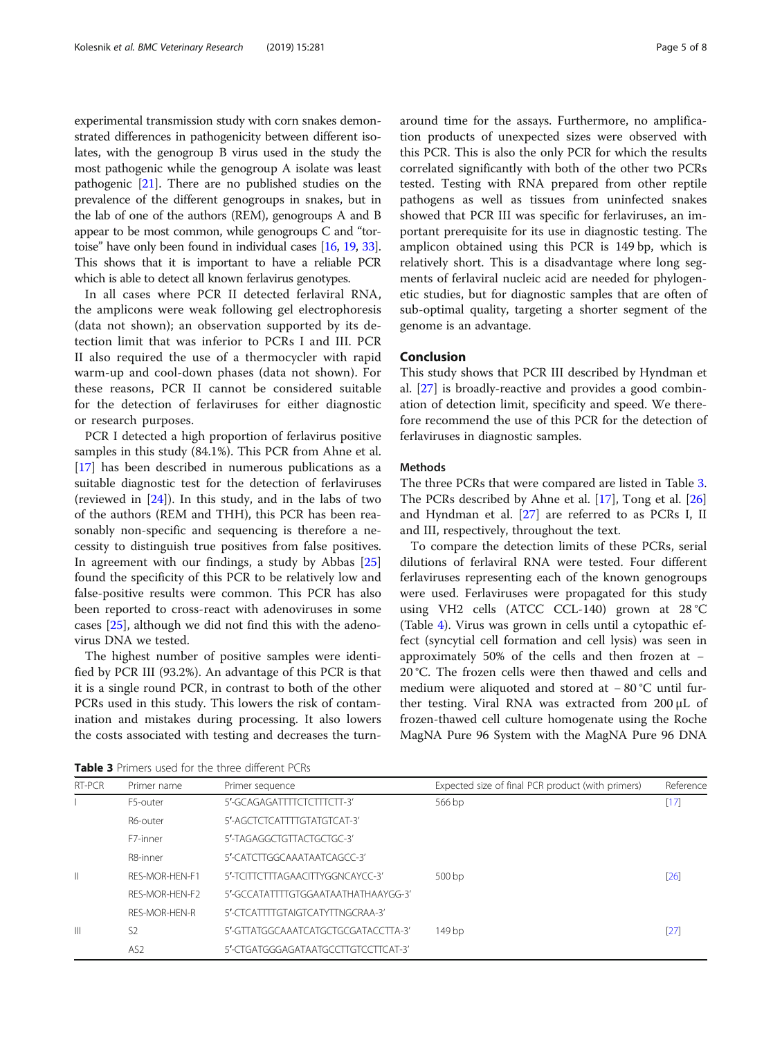experimental transmission study with corn snakes demonstrated differences in pathogenicity between different isolates, with the genogroup B virus used in the study the most pathogenic while the genogroup A isolate was least pathogenic [21]. There are no published studies on the prevalence of the different genogroups in snakes, but in the lab of one of the authors (REM), genogroups A and B appear to be most common, while genogroups C and "tortoise" have only been found in individual cases [16, 19, 33]. This shows that it is important to have a reliable PCR which is able to detect all known ferlavirus genotypes.

In all cases where PCR II detected ferlaviral RNA, the amplicons were weak following gel electrophoresis (data not shown); an observation supported by its detection limit that was inferior to PCRs I and III. PCR II also required the use of a thermocycler with rapid warm-up and cool-down phases (data not shown). For these reasons, PCR II cannot be considered suitable for the detection of ferlaviruses for either diagnostic or research purposes.

PCR I detected a high proportion of ferlavirus positive samples in this study (84.1%). This PCR from Ahne et al. [17] has been described in numerous publications as a suitable diagnostic test for the detection of ferlaviruses (reviewed in [24]). In this study, and in the labs of two of the authors (REM and THH), this PCR has been reasonably non-specific and sequencing is therefore a necessity to distinguish true positives from false positives. In agreement with our findings, a study by Abbas [25] found the specificity of this PCR to be relatively low and false-positive results were common. This PCR has also been reported to cross-react with adenoviruses in some cases [25], although we did not find this with the adenovirus DNA we tested.

The highest number of positive samples were identified by PCR III (93.2%). An advantage of this PCR is that it is a single round PCR, in contrast to both of the other PCRs used in this study. This lowers the risk of contamination and mistakes during processing. It also lowers the costs associated with testing and decreases the turn-around time for the assays. Furthermore, no amplification products of unexpected sizes were observed with this PCR. This is also the only PCR for which the results correlated significantly with both of the other two PCRs tested. Testing with RNA prepared from other reptile pathogens as well as tissues from uninfected snakes showed that PCR III was specific for ferlaviruses, an important prerequisite for its use in diagnostic testing. The amplicon obtained using this PCR is 149 bp, which is relatively short. This is a disadvantage where long segments of ferlaviral nucleic acid are needed for phylogenetic studies, but for diagnostic samples that are often of sub-optimal quality, targeting a shorter segment of the genome is an advantage.

## Conclusion

This study shows that PCR III described by Hyndman et al. [27] is broadly-reactive and provides a good combination of detection limit, specificity and speed. We therefore recommend the use of this PCR for the detection of ferlaviruses in diagnostic samples.

## Methods

The three PCRs that were compared are listed in Table 3. The PCRs described by Ahne et al. [17], Tong et al. [26] and Hyndman et al. [27] are referred to as PCRs I, II and III, respectively, throughout the text.

To compare the detection limits of these PCRs, serial dilutions of ferlaviral RNA were tested. Four different ferlaviruses representing each of the known genogroups were used. Ferlaviruses were propagated for this study using VH2 cells (ATCC CCL-140) grown at 28 °C (Table 4). Virus was grown in cells until a cytopathic effect (syncytial cell formation and cell lysis) was seen in approximately 50% of the cells and then frozen at − 20 °C. The frozen cells were then thawed and cells and medium were aliquoted and stored at − 80 °C until further testing. Viral RNA was extracted from 200 μL of frozen-thawed cell culture homogenate using the Roche MagNA Pure 96 System with the MagNA Pure 96 DNA

**Table 3** Primers used for the three different PCRs

| RT-PCR | Primer name | Primer sequence | Expected size of final PCR product (with primers) | Reference |
|---|---|---|---|---|
| I | F5-outer | 5'-GCAGAGATTTTCTCTTTCTT-3' | 566 bp | [17] |
| | R6-outer | 5'-AGCTCTCATTTTGTATGTCAT-3' | | |
| | F7-inner | 5'-TAGAGGCTGTTACTGCTGC-3' | | |
| | R8-inner | 5'-CATCTTGGCAAATAATCAGCC-3' | | |
| II | RES-MOR-HEN-F1 | 5'-TCITTCTTTAGAACITTYGGNCAYCC-3' | 500 bp | [26] |
| | RES-MOR-HEN-F2 | 5'-GCCATATTTTGTGGAATAATHATHAAYGG-3' | | |
| | RES-MOR-HEN-R | 5'-CTCATTTTGTAIGTCATYTTNGCRAA-3' | | |
| III | S2 | 5'-GTTATGGCAAATCATGCTGCGATACCTTA-3' | 149 bp | [27] |
| | AS2 | 5'-CTGATGGGAGATAATGCCTTGTCCTTCAT-3' | | |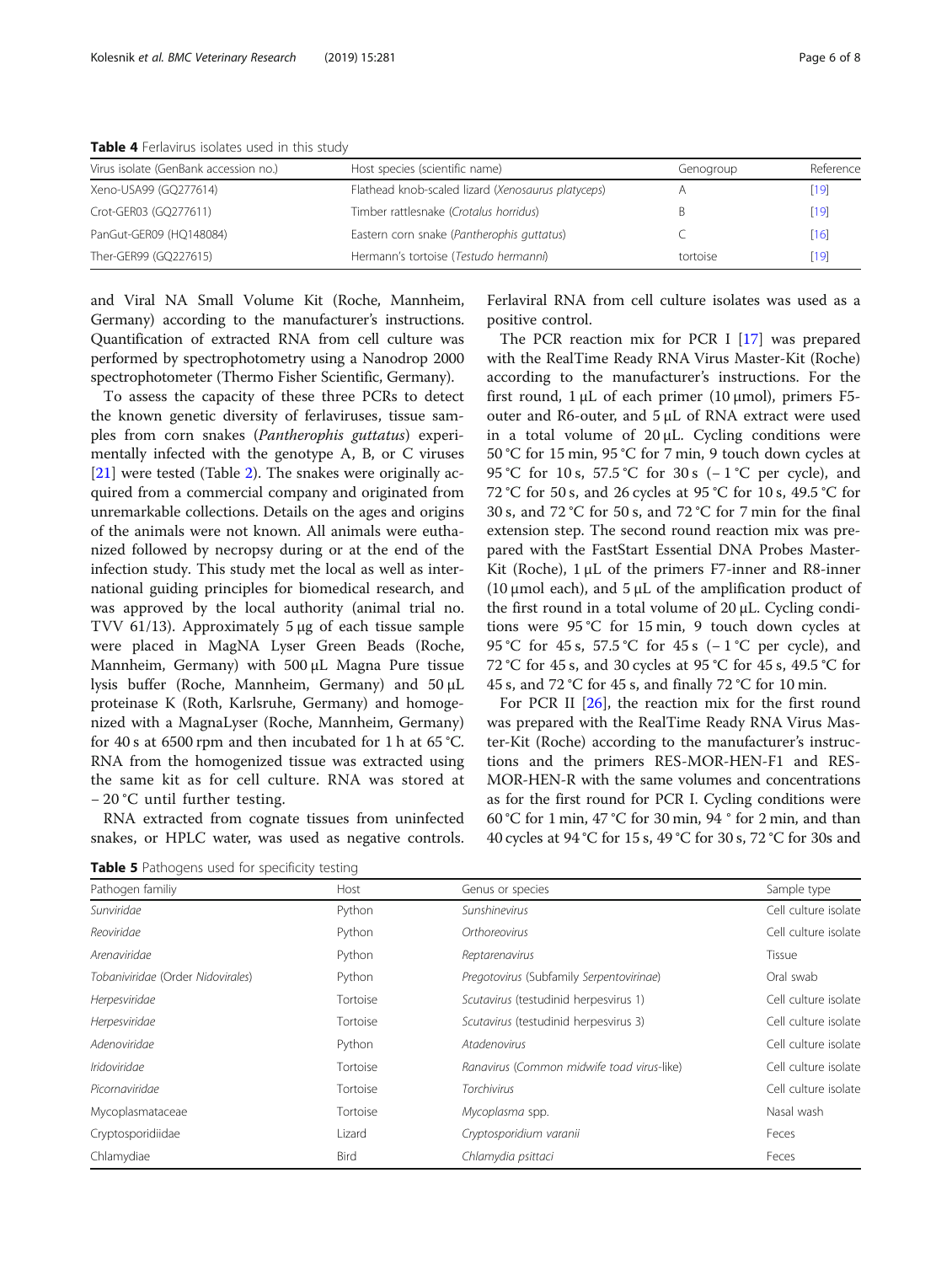**Table 4** Ferlavirus isolates used in this study

| Virus isolate (GenBank accession no.) | Host species (scientific name) | Genogroup | Reference |
|---|---|---|---|
| Xeno-USA99 (GQ277614) | Flathead knob-scaled lizard (*Xenosaurus platyceps*) | A | [19] |
| Crot-GER03 (GQ277611) | Timber rattlesnake (*Crotalus horridus*) | B | [19] |
| PanGut-GER09 (HQ148084) | Eastern corn snake (*Pantherophis guttatus*) | C | [16] |
| Ther-GER99 (GQ227615) | Hermann's tortoise (*Testudo hermanni*) | tortoise | [19] |

and Viral NA Small Volume Kit (Roche, Mannheim, Germany) according to the manufacturer's instructions. Quantification of extracted RNA from cell culture was performed by spectrophotometry using a Nanodrop 2000 spectrophotometer (Thermo Fisher Scientific, Germany).

To assess the capacity of these three PCRs to detect the known genetic diversity of ferlaviruses, tissue samples from corn snakes (*Pantherophis guttatus*) experimentally infected with the genotype A, B, or C viruses [21] were tested (Table 2). The snakes were originally acquired from a commercial company and originated from unremarkable collections. Details on the ages and origins of the animals were not known. All animals were euthanized followed by necropsy during or at the end of the infection study. This study met the local as well as international guiding principles for biomedical research, and was approved by the local authority (animal trial no. TVV 61/13). Approximately 5 μg of each tissue sample were placed in MagNA Lyser Green Beads (Roche, Mannheim, Germany) with 500 μL Magna Pure tissue lysis buffer (Roche, Mannheim, Germany) and 50 μL proteinase K (Roth, Karlsruhe, Germany) and homogenized with a MagnaLyser (Roche, Mannheim, Germany) for 40 s at 6500 rpm and then incubated for 1 h at 65 °C. RNA from the homogenized tissue was extracted using the same kit as for cell culture. RNA was stored at − 20 °C until further testing.

RNA extracted from cognate tissues from uninfected snakes, or HPLC water, was used as negative controls. Ferlaviral RNA from cell culture isolates was used as a positive control.

The PCR reaction mix for PCR I [17] was prepared with the RealTime Ready RNA Virus Master-Kit (Roche) according to the manufacturer's instructions. For the first round, 1 μL of each primer (10 μmol), primers F5-outer and R6-outer, and 5 μL of RNA extract were used in a total volume of 20 μL. Cycling conditions were 50 °C for 15 min, 95 °C for 7 min, 9 touch down cycles at 95 °C for 10 s, 57.5 °C for 30 s (− 1 °C per cycle), and 72 °C for 50 s, and 26 cycles at 95 °C for 10 s, 49.5 °C for 30 s, and 72 °C for 50 s, and 72 °C for 7 min for the final extension step. The second round reaction mix was prepared with the FastStart Essential DNA Probes Master-Kit (Roche), 1 μL of the primers F7-inner and R8-inner (10 μmol each), and 5 μL of the amplification product of the first round in a total volume of 20 μL. Cycling conditions were 95 °C for 15 min, 9 touch down cycles at 95 °C for 45 s, 57.5 °C for 45 s (− 1 °C per cycle), and 72 °C for 45 s, and 30 cycles at 95 °C for 45 s, 49.5 °C for 45 s, and 72 °C for 45 s, and finally 72 °C for 10 min.

For PCR II [26], the reaction mix for the first round was prepared with the RealTime Ready RNA Virus Master-Kit (Roche) according to the manufacturer's instructions and the primers RES-MOR-HEN-F1 and RES-MOR-HEN-R with the same volumes and concentrations as for the first round for PCR I. Cycling conditions were 60 °C for 1 min, 47 °C for 30 min, 94 ° for 2 min, and than 40 cycles at 94 °C for 15 s, 49 °C for 30 s, 72 °C for 30s and

**Table 5** Pathogens used for specificity testing

| Pathogen familiy | Host | Genus or species | Sample type |
|---|---|---|---|
| *Sunviridae* | Python | *Sunshinevirus* | Cell culture isolate |
| *Reoviridae* | Python | *Orthoreovirus* | Cell culture isolate |
| *Arenaviridae* | Python | *Reptarenavirus* | Tissue |
| *Tobaniviridae (Order Nidovirales)* | Python | *Pregotovirus (Subfamily Serpentovirinae)* | Oral swab |
| *Herpesviridae* | Tortoise | *Scutavirus (testudinid herpesvirus 1)* | Cell culture isolate |
| *Herpesviridae* | Tortoise | *Scutavirus (testudinid herpesvirus 3)* | Cell culture isolate |
| *Adenoviridae* | Python | *Atadenovirus* | Cell culture isolate |
| *Iridoviridae* | Tortoise | *Ranavirus (Common midwife toad virus-like)* | Cell culture isolate |
| *Picornaviridae* | Tortoise | *Torchivirus* | Cell culture isolate |
| Mycoplasmataceae | Tortoise | *Mycoplasma* spp. | Nasal wash |
| Cryptosporidiidae | Lizard | *Cryptosporidium varanii* | Feces |
| Chlamydiae | Bird | *Chlamydia psittaci* | Feces |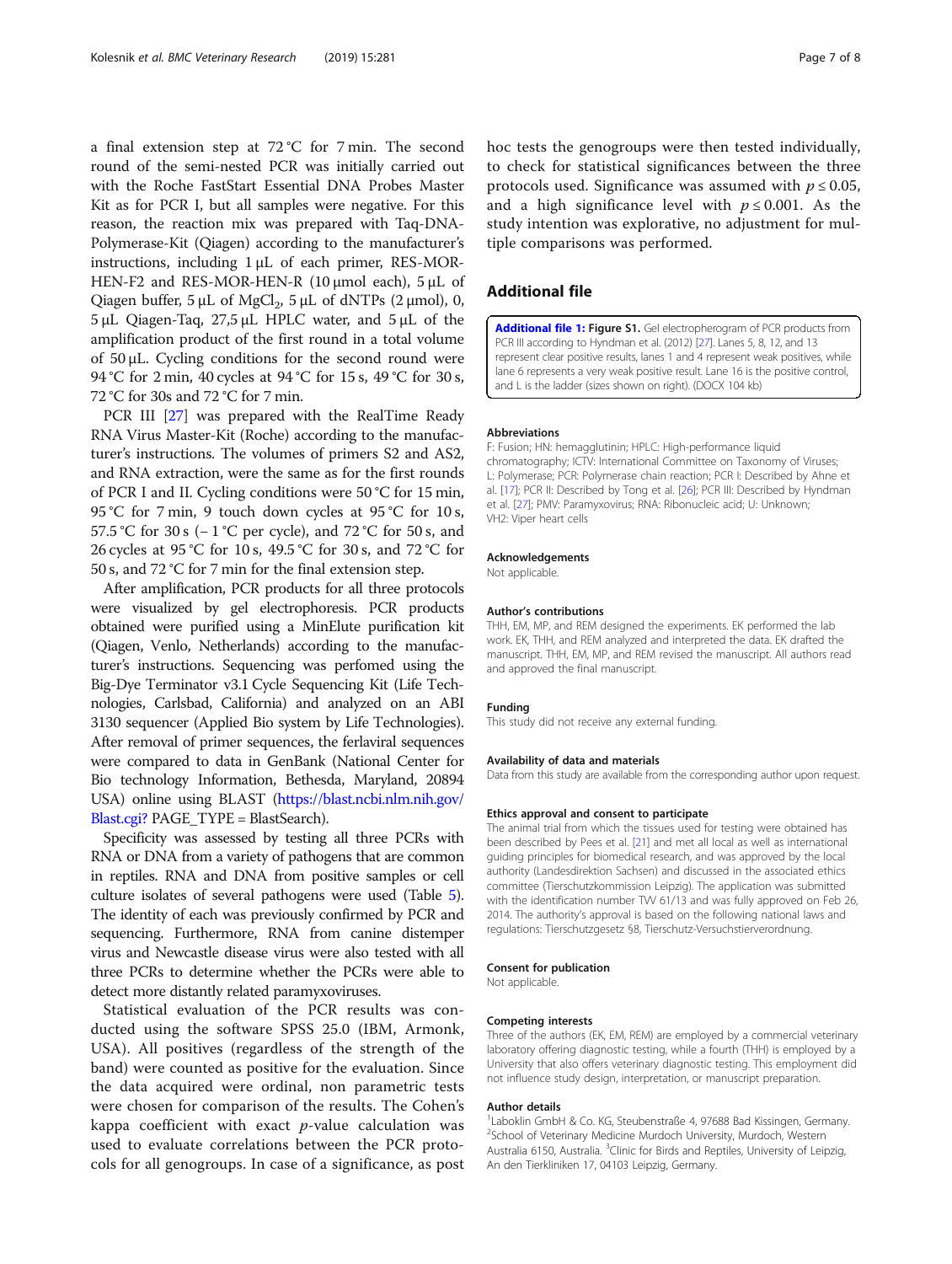a final extension step at 72 °C for 7 min. The second round of the semi-nested PCR was initially carried out with the Roche FastStart Essential DNA Probes Master Kit as for PCR I, but all samples were negative. For this reason, the reaction mix was prepared with Taq-DNA-Polymerase-Kit (Qiagen) according to the manufacturer's instructions, including 1 μL of each primer, RES-MOR-HEN-F2 and RES-MOR-HEN-R (10 μmol each), 5 μL of Qiagen buffer, 5 μL of $MgCl_2$, 5 μL of dNTPs (2 μmol), 0, 5 μL Qiagen-Taq, 27,5 μL HPLC water, and 5 μL of the amplification product of the first round in a total volume of 50 μL. Cycling conditions for the second round were 94 °C for 2 min, 40 cycles at 94 °C for 15 s, 49 °C for 30 s, 72 °C for 30s and 72 °C for 7 min.

PCR III [27] was prepared with the RealTime Ready RNA Virus Master-Kit (Roche) according to the manufacturer's instructions. The volumes of primers S2 and AS2, and RNA extraction, were the same as for the first rounds of PCR I and II. Cycling conditions were 50 °C for 15 min, 95 °C for 7 min, 9 touch down cycles at 95 °C for 10 s, 57.5 °C for 30 s (− 1 °C per cycle), and 72 °C for 50 s, and 26 cycles at 95 °C for 10 s, 49.5 °C for 30 s, and 72 °C for 50 s, and 72 °C for 7 min for the final extension step.

After amplification, PCR products for all three protocols were visualized by gel electrophoresis. PCR products obtained were purified using a MinElute purification kit (Qiagen, Venlo, Netherlands) according to the manufacturer's instructions. Sequencing was perfomed using the Big-Dye Terminator v3.1 Cycle Sequencing Kit (Life Technologies, Carlsbad, California) and analyzed on an ABI 3130 sequencer (Applied Bio system by Life Technologies). After removal of primer sequences, the ferlaviral sequences were compared to data in GenBank (National Center for Bio technology Information, Bethesda, Maryland, 20894 USA) online using BLAST (https://blast.ncbi.nlm.nih.gov/Blast.cgi? PAGE_TYPE = BlastSearch).

Specificity was assessed by testing all three PCRs with RNA or DNA from a variety of pathogens that are common in reptiles. RNA and DNA from positive samples or cell culture isolates of several pathogens were used (Table 5). The identity of each was previously confirmed by PCR and sequencing. Furthermore, RNA from canine distemper virus and Newcastle disease virus were also tested with all three PCRs to determine whether the PCRs were able to detect more distantly related paramyxoviruses.

Statistical evaluation of the PCR results was conducted using the software SPSS 25.0 (IBM, Armonk, USA). All positives (regardless of the strength of the band) were counted as positive for the evaluation. Since the data acquired were ordinal, non parametric tests were chosen for comparison of the results. The Cohen's kappa coefficient with exact $p$-value calculation was used to evaluate correlations between the PCR protocols for all genogroups. In case of a significance, as post hoc tests the genogroups were then tested individually, to check for statistical significances between the three protocols used. Significance was assumed with $p \leq 0.05$, and a high significance level with $p \leq 0.001$. As the study intention was explorative, no adjustment for multiple comparisons was performed.

## Additional file

**Additional file 1: Figure S1.** Gel electropherogram of PCR products from PCR III according to Hyndman et al. (2012) [27]. Lanes 5, 8, 12, and 13 represent clear positive results, lanes 1 and 4 represent weak positives, while lane 6 represents a very weak positive result. Lane 16 is the positive control, and L is the ladder (sizes shown on right). (DOCX 104 kb)

#### Abbreviations

F: Fusion; HN: hemagglutinin; HPLC: High-performance liquid chromatography; ICTV: International Committee on Taxonomy of Viruses; L: Polymerase; PCR: Polymerase chain reaction; PCR I: Described by Ahne et al. [17]; PCR II: Described by Tong et al. [26]; PCR III: Described by Hyndman et al. [27]; PMV: Paramyxovirus; RNA: Ribonucleic acid; U: Unknown; VH2: Viper heart cells

#### Acknowledgements

Not applicable.

#### Author's contributions

THH, EM, MP, and REM designed the experiments. EK performed the lab work. EK, THH, and REM analyzed and interpreted the data. EK drafted the manuscript. THH, EM, MP, and REM revised the manuscript. All authors read and approved the final manuscript.

#### Funding

This study did not receive any external funding.

#### Availability of data and materials

Data from this study are available from the corresponding author upon request.

#### Ethics approval and consent to participate

The animal trial from which the tissues used for testing were obtained has been described by Pees et al. [21] and met all local as well as international guiding principles for biomedical research, and was approved by the local authority (Landesdirektion Sachsen) and discussed in the associated ethics committee (Tierschutzkommission Leipzig). The application was submitted with the identification number TVV 61/13 and was fully approved on Feb 26, 2014. The authority's approval is based on the following national laws and regulations: Tierschutzgesetz §8, Tierschutz-Versuchstierverordnung.

#### Consent for publication

Not applicable.

#### Competing interests

Three of the authors (EK, EM, REM) are employed by a commercial veterinary laboratory offering diagnostic testing, while a fourth (THH) is employed by a University that also offers veterinary diagnostic testing. This employment did not influence study design, interpretation, or manuscript preparation.

#### Author details

[1]Laboklin GmbH & Co. KG, Steubenstraße 4, 97688 Bad Kissingen, Germany. [2]School of Veterinary Medicine Murdoch University, Murdoch, Western Australia 6150, Australia. [3]Clinic for Birds and Reptiles, University of Leipzig, An den Tierkliniken 17, 04103 Leipzig, Germany.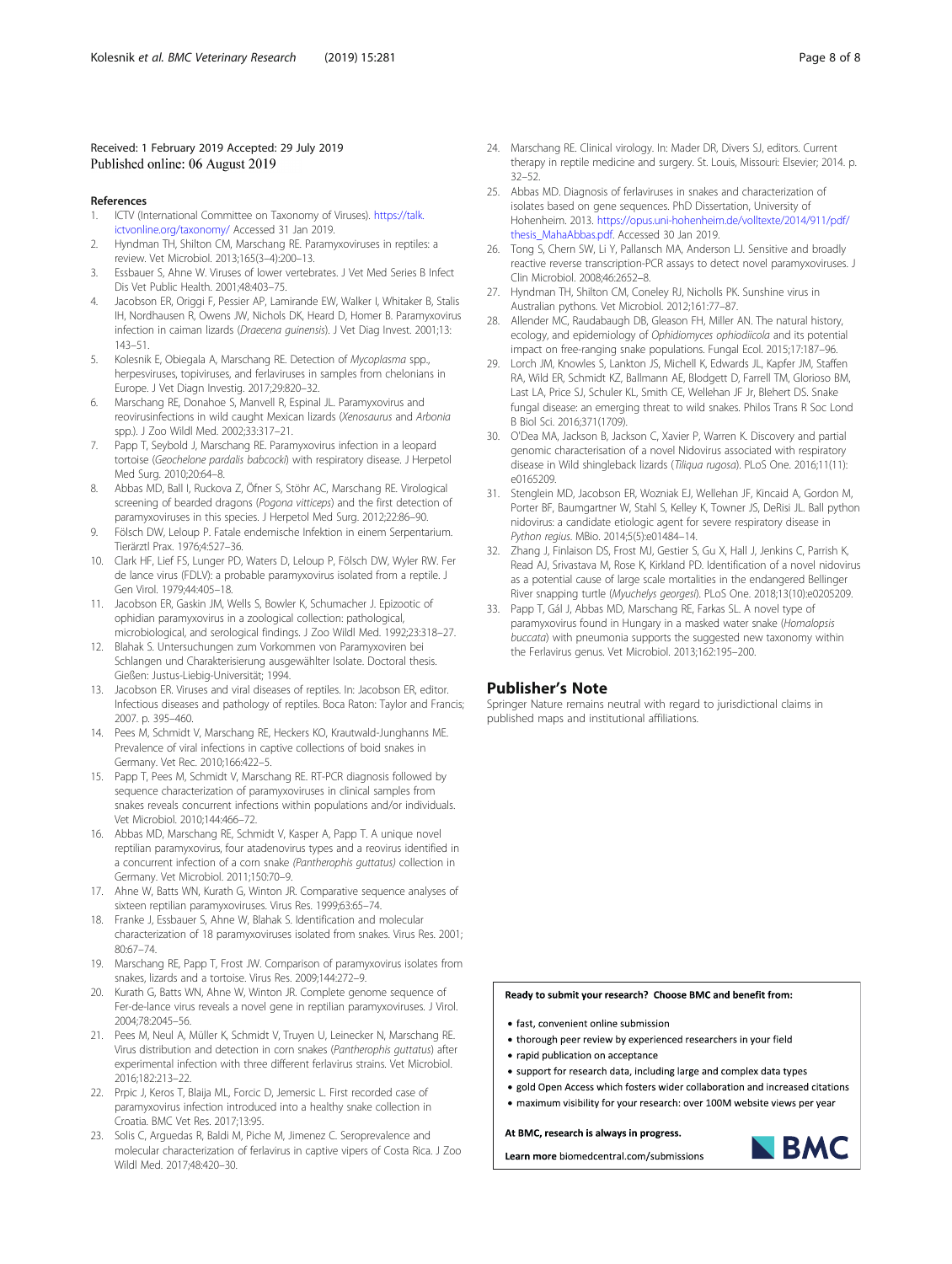Received: 1 February 2019 Accepted: 29 July 2019
Published online: 06 August 2019

## References

1. ICTV (International Committee on Taxonomy of Viruses). https://talk.ictvonline.org/taxonomy/ Accessed 31 Jan 2019.
2. Hyndman TH, Shilton CM, Marschang RE. Paramyxoviruses in reptiles: a review. Vet Microbiol. 2013;165(3–4):200–13.
3. Essbauer S, Ahne W. Viruses of lower vertebrates. J Vet Med Series B Infect Dis Vet Public Health. 2001;48:403–75.
4. Jacobson ER, Origgi F, Pessier AP, Lamirande EW, Walker I, Whitaker B, Stalis IH, Nordhausen R, Owens JW, Nichols DK, Heard D, Homer B. Paramyxovirus infection in caiman lizards (*Draecena guinensis*). J Vet Diag Invest. 2001;13:143–51.
5. Kolesnik E, Obiegala A, Marschang RE. Detection of *Mycoplasma* spp., herpesviruses, topiviruses, and ferlaviruses in samples from chelonians in Europe. J Vet Diagn Investig. 2017;29:820–32.
6. Marschang RE, Donahoe S, Manvell R, Espinal JL. Paramyxovirus and reovirusinfections in wild caught Mexican lizards (*Xenosaurus* and *Arbonia* spp.). J Zoo Wildl Med. 2002;33:317–21.
7. Papp T, Seybold J, Marschang RE. Paramyxovirus infection in a leopard tortoise (*Geochelone pardalis babcocki*) with respiratory disease. J Herpetol Med Surg. 2010;20:64–8.
8. Abbas MD, Ball I, Ruckova Z, Öfner S, Stöhr AC, Marschang RE. Virological screening of bearded dragons (*Pogona vitticeps*) and the first detection of paramyxoviruses in this species. J Herpetol Med Surg. 2012;22:86–90.
9. Fölsch DW, Leloup P. Fatale endemische Infektion in einem Serpentarium. Tierärztl Prax. 1976;4:527–36.
10. Clark HF, Lief FS, Lunger PD, Waters D, Leloup P, Fölsch DW, Wyler RW. Fer de lance virus (FDLV): a probable paramyxovirus isolated from a reptile. J Gen Virol. 1979;44:405–18.
11. Jacobson ER, Gaskin JM, Wells S, Bowler K, Schumacher J. Epizootic of ophidian paramyxovirus in a zoological collection: pathological, microbiological, and serological findings. J Zoo Wildl Med. 1992;23:318–27.
12. Blahak S. Untersuchungen zum Vorkommen von Paramyxoviren bei Schlangen und Charakterisierung ausgewählter Isolate. Doctoral thesis. Gießen: Justus-Liebig-Universität; 1994.
13. Jacobson ER. Viruses and viral diseases of reptiles. In: Jacobson ER, editor. Infectious diseases and pathology of reptiles. Boca Raton: Taylor and Francis; 2007. p. 395–460.
14. Pees M, Schmidt V, Marschang RE, Heckers KO, Krautwald-Junghanns ME. Prevalence of viral infections in captive collections of boid snakes in Germany. Vet Rec. 2010;166:422–5.
15. Papp T, Pees M, Schmidt V, Marschang RE. RT-PCR diagnosis followed by sequence characterization of paramyxoviruses in clinical samples from snakes reveals concurrent infections within populations and/or individuals. Vet Microbiol. 2010;144:466–72.
16. Abbas MD, Marschang RE, Schmidt V, Kasper A, Papp T. A unique novel reptilian paramyxovirus, four atadenovirus types and a reovirus identified in a concurrent infection of a corn snake *(Pantherophis guttatus)* collection in Germany. Vet Microbiol. 2011;150:70–9.
17. Ahne W, Batts WN, Kurath G, Winton JR. Comparative sequence analyses of sixteen reptilian paramyxoviruses. Virus Res. 1999;63:65–74.
18. Franke J, Essbauer S, Ahne W, Blahak S. Identification and molecular characterization of 18 paramyxoviruses isolated from snakes. Virus Res. 2001;80:67–74.
19. Marschang RE, Papp T, Frost JW. Comparison of paramyxovirus isolates from snakes, lizards and a tortoise. Virus Res. 2009;144:272–9.
20. Kurath G, Batts WN, Ahne W, Winton JR. Complete genome sequence of Fer-de-lance virus reveals a novel gene in reptilian paramyxoviruses. J Virol. 2004;78:2045–56.
21. Pees M, Neul A, Müller K, Schmidt V, Truyen U, Leinecker N, Marschang RE. Virus distribution and detection in corn snakes (*Pantherophis guttatus*) after experimental infection with three different ferlavirus strains. Vet Microbiol. 2016;182:213–22.
22. Prpic J, Keros T, Blaija ML, Forcic D, Jemersic L. First recorded case of paramyxovirus infection introduced into a healthy snake collection in Croatia. BMC Vet Res. 2017;13:95.
23. Solis C, Arguedas R, Baldi M, Piche M, Jimenez C. Seroprevalence and molecular characterization of ferlavirus in captive vipers of Costa Rica. J Zoo Wildl Med. 2017;48:420–30.
24. Marschang RE. Clinical virology. In: Mader DR, Divers SJ, editors. Current therapy in reptile medicine and surgery. St. Louis, Missouri: Elsevier; 2014. p. 32–52.
25. Abbas MD. Diagnosis of ferlaviruses in snakes and characterization of isolates based on gene sequences. PhD Dissertation, University of Hohenheim. 2013. https://opus.uni-hohenheim.de/volltexte/2014/911/pdf/thesis_MahaAbbas.pdf. Accessed 30 Jan 2019.
26. Tong S, Chern SW, Li Y, Pallansch MA, Anderson LJ. Sensitive and broadly reactive reverse transcription-PCR assays to detect novel paramyxoviruses. J Clin Microbiol. 2008;46:2652–8.
27. Hyndman TH, Shilton CM, Coneley RJ, Nicholls PK. Sunshine virus in Australian pythons. Vet Microbiol. 2012;161:77–87.
28. Allender MC, Raudabaugh DB, Gleason FH, Miller AN. The natural history, ecology, and epidemiology of *Ophidiomyces ophiodiicola* and its potential impact on free-ranging snake populations. Fungal Ecol. 2015;17:187–96.
29. Lorch JM, Knowles S, Lankton JS, Michell K, Edwards JL, Kapfer JM, Staffen RA, Wild ER, Schmidt KZ, Ballmann AE, Blodgett D, Farrell TM, Glorioso BM, Last LA, Price SJ, Schuler KL, Smith CE, Wellehan JF Jr, Blehert DS. Snake fungal disease: an emerging threat to wild snakes. Philos Trans R Soc Lond B Biol Sci. 2016;371(1709).
30. O'Dea MA, Jackson B, Jackson C, Xavier P, Warren K. Discovery and partial genomic characterisation of a novel Nidovirus associated with respiratory disease in Wild shingleback lizards (*Tiliqua rugosa*). PLoS One. 2016;11(11):e0165209.
31. Stenglein MD, Jacobson ER, Wozniak EJ, Wellehan JF, Kincaid A, Gordon M, Porter BF, Baumgartner W, Stahl S, Kelley K, Towner JS, DeRisi JL. Ball python nidovirus: a candidate etiologic agent for severe respiratory disease in *Python regius*. MBio. 2014;5(5):e01484–14.
32. Zhang J, Finlaison DS, Frost MJ, Gestier S, Gu X, Hall J, Jenkins C, Parrish K, Read AJ, Srivastava M, Rose K, Kirkland PD. Identification of a novel nidovirus as a potential cause of large scale mortalities in the endangered Bellinger River snapping turtle (*Myuchelys georgesi*). PLoS One. 2018;13(10):e0205209.
33. Papp T, Gál J, Abbas MD, Marschang RE, Farkas SL. A novel type of paramyxovirus found in Hungary in a masked water snake (*Homalopsis buccata*) with pneumonia supports the suggested new taxonomy within the Ferlavirus genus. Vet Microbiol. 2013;162:195–200.

## Publisher's Note

Springer Nature remains neutral with regard to jurisdictional claims in published maps and institutional affiliations.

**Ready to submit your research? Choose BMC and benefit from:**

- fast, convenient online submission
- thorough peer review by experienced researchers in your field
- rapid publication on acceptance
- support for research data, including large and complex data types
- gold Open Access which fosters wider collaboration and increased citations
- maximum visibility for your research: over 100M website views per year

**At BMC, research is always in progress.**

**Learn more** biomedcentral.com/submissions

BMC